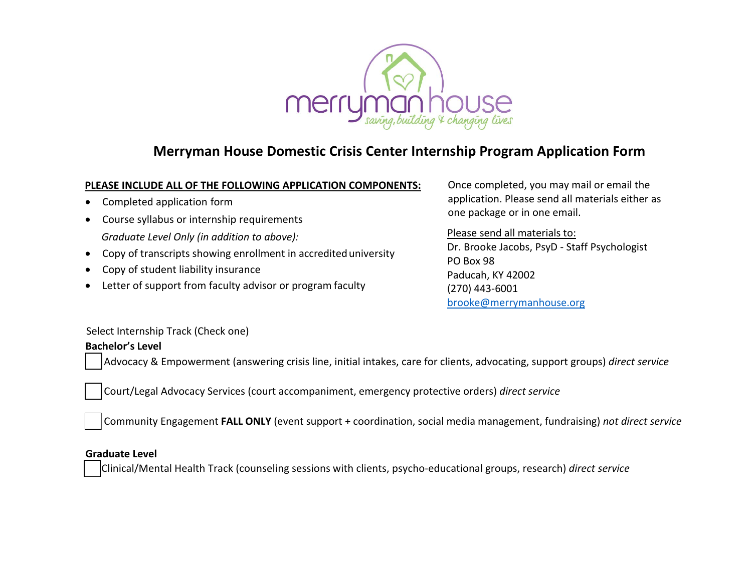# Merryman House Domestic Crisis Center Internship Program Application Form

**PLEASE INCLUDE ALL OF THE FOLLOWING APPLICATION COMPONENTS:**

- Completed application form
- Course syllabus or internship requirements

*Graduate Level Only (in addition to above):*

- Copy of transcripts showing enrollment in accredited university
- Copy of student liability insurance
- Letter of support from faculty advisor or program faculty

Once completed, you may mail or email the application. Please send all materials either as one package or in one email.

Please send all materials to:
Dr. Brooke Jacobs, PsyD - Staff Psychologist
PO Box 98
Paducah, KY 42002
(270) 443-6001
brooke@merrymanhouse.org

Select Internship Track (Check one)

**Bachelor's Level**

☐ Advocacy & Empowerment (answering crisis line, initial intakes, care for clients, advocating, support groups) *direct service*

☐ Court/Legal Advocacy Services (court accompaniment, emergency protective orders) *direct service*

☐ Community Engagement **FALL ONLY** (event support + coordination, social media management, fundraising) *not direct service*

**Graduate Level**

☐ Clinical/Mental Health Track (counseling sessions with clients, psycho-educational groups, research) *direct service*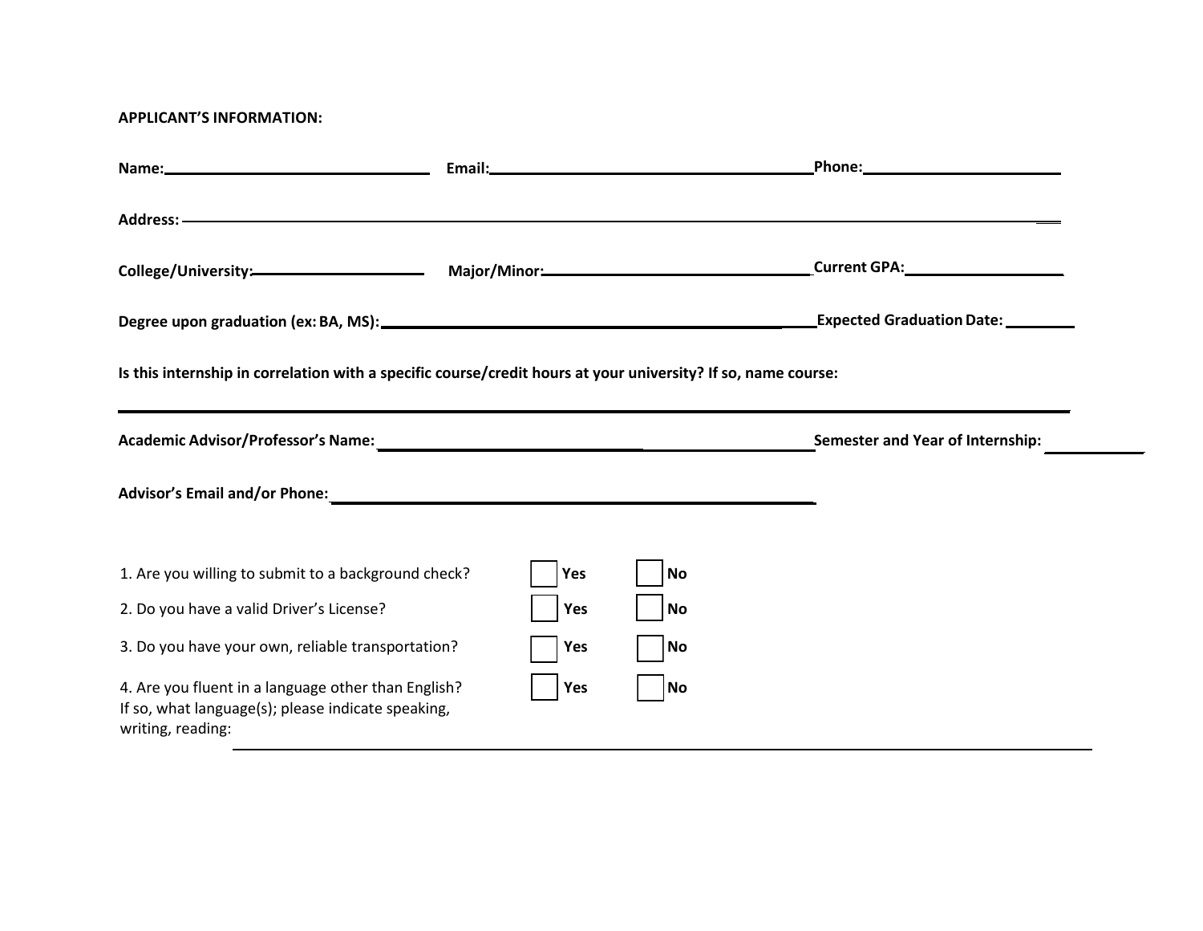**APPLICANT'S INFORMATION:**

**Name:**\_\_\_\_\_\_\_\_\_\_\_\_\_\_\_\_\_\_\_\_\_\_\_\_\_\_\_\_ **Email:**\_\_\_\_\_\_\_\_\_\_\_\_\_\_\_\_\_\_\_\_\_\_\_\_\_\_\_\_\_\_\_\_\_\_\_\_ **Phone:**\_\_\_\_\_\_\_\_\_\_\_\_\_\_\_\_\_\_\_\_\_\_

**Address:** \_\_\_\_\_\_\_\_\_\_\_\_\_\_\_\_\_\_\_\_\_\_\_\_\_\_\_\_\_\_\_\_\_\_\_\_\_\_\_\_\_\_\_\_\_\_\_\_\_\_\_\_\_\_\_\_\_\_\_\_\_\_\_\_\_\_\_\_\_\_\_\_\_\_\_\_\_\_\_\_\_\_\_\_\_\_\_\_\_\_\_\_\_\_\_\_\_\_

**College/University:**\_\_\_\_\_\_\_\_\_\_\_\_\_\_\_\_\_\_\_\_\_\_ **Major/Minor:**\_\_\_\_\_\_\_\_\_\_\_\_\_\_\_\_\_\_\_\_\_\_\_\_\_\_\_\_\_\_\_\_\_\_\_ **Current GPA:**\_\_\_\_\_\_\_\_\_\_\_\_\_\_\_\_\_\_

**Degree upon graduation (ex: BA, MS):**\_\_\_\_\_\_\_\_\_\_\_\_\_\_\_\_\_\_\_\_\_\_\_\_\_\_\_\_\_\_\_\_\_\_\_\_\_\_\_\_\_\_\_\_\_\_\_ **Expected Graduation Date:** \_\_\_\_\_\_\_\_

**Is this internship in correlation with a specific course/credit hours at your university? If so, name course:**

\_\_\_\_\_\_\_\_\_\_\_\_\_\_\_\_\_\_\_\_\_\_\_\_\_\_\_\_\_\_\_\_\_\_\_\_\_\_\_\_\_\_\_\_\_\_\_\_\_\_\_\_\_\_\_\_\_\_\_\_\_\_\_\_\_\_\_\_\_\_\_\_\_\_\_\_\_\_\_\_\_\_\_\_\_\_\_\_\_\_\_\_\_\_\_\_\_\_\_\_\_\_\_\_\_\_\_\_\_\_

**Academic Advisor/Professor's Name:** \_\_\_\_\_\_\_\_\_\_\_\_\_\_\_\_\_\_\_\_\_\_\_\_\_\_\_\_\_\_\_\_\_\_\_\_\_\_\_\_\_\_\_\_\_ **Semester and Year of Internship:** \_\_\_\_\_\_\_\_\_\_\_

**Advisor's Email and/or Phone:** \_\_\_\_\_\_\_\_\_\_\_\_\_\_\_\_\_\_\_\_\_\_\_\_\_\_\_\_\_\_\_\_\_\_\_\_\_\_\_\_\_\_\_\_\_\_\_\_\_\_\_\_\_\_\_\_

1. Are you willing to submit to a background check? ☐ **Yes** ☐ **No**
2. Do you have a valid Driver's License? ☐ **Yes** ☐ **No**
3. Do you have your own, reliable transportation? ☐ **Yes** ☐ **No**
4. Are you fluent in a language other than English? ☐ **Yes** ☐ **No**

   If so, what language(s); please indicate speaking, writing, reading: \_\_\_\_\_\_\_\_\_\_\_\_\_\_\_\_\_\_\_\_\_\_\_\_\_\_\_\_\_\_\_\_\_\_\_\_\_\_\_\_\_\_\_\_\_\_\_\_\_\_\_\_\_\_\_\_\_\_\_\_\_\_\_\_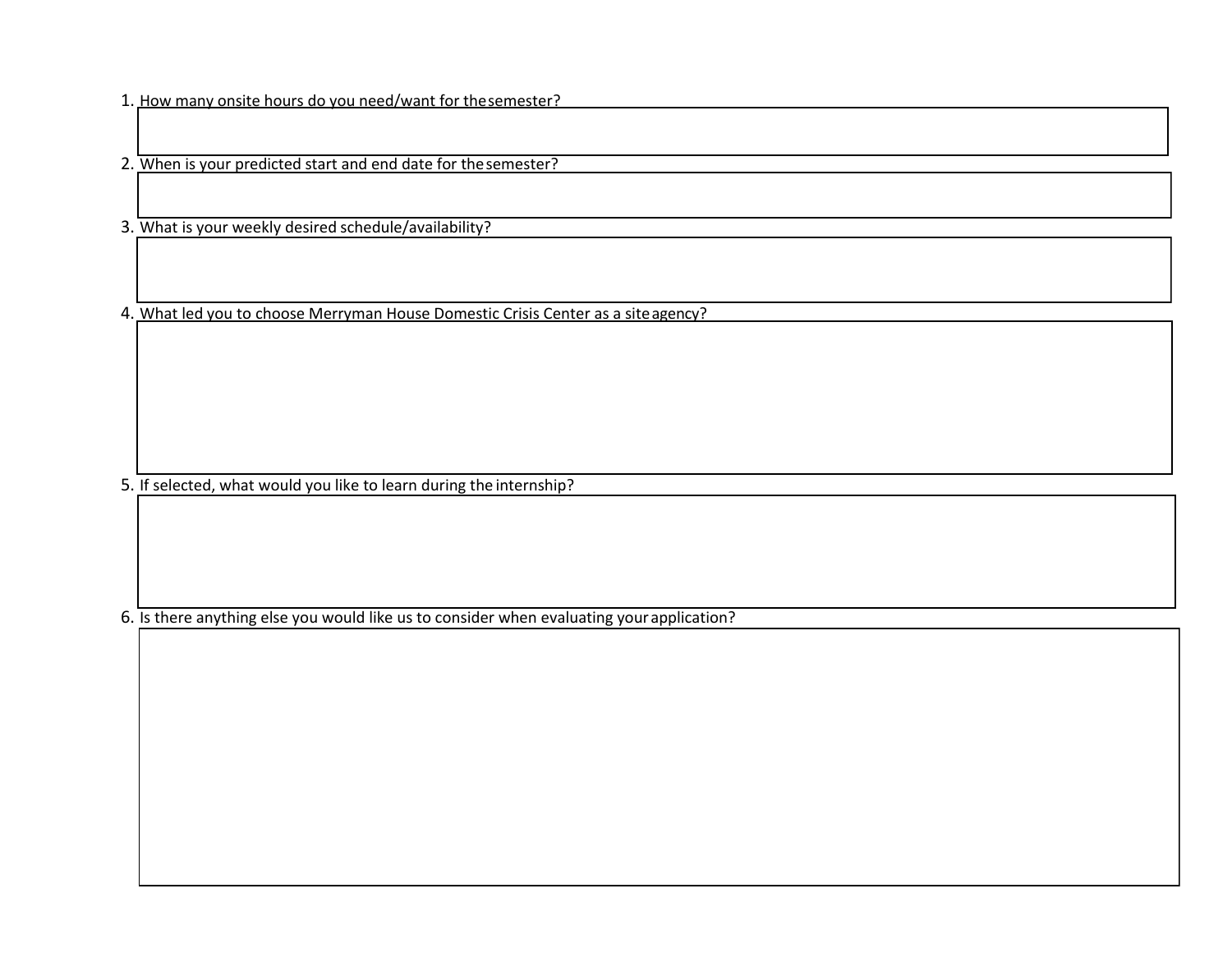1. How many onsite hours do you need/want for the semester?

2. When is your predicted start and end date for the semester?

3. What is your weekly desired schedule/availability?

4. What led you to choose Merryman House Domestic Crisis Center as a site agency?

5. If selected, what would you like to learn during the internship?

6. Is there anything else you would like us to consider when evaluating your application?